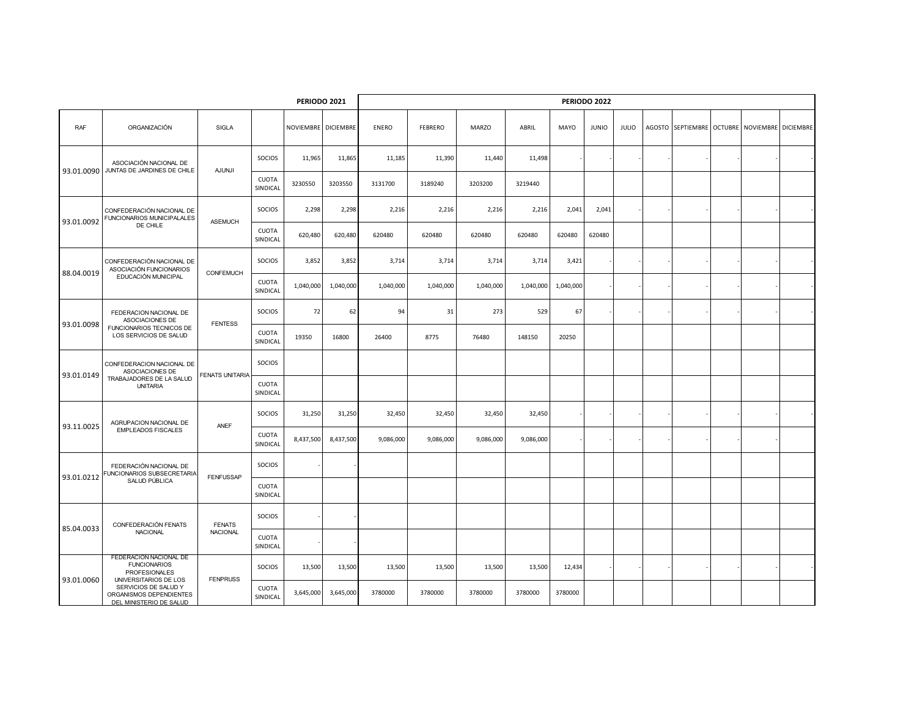| | | | | PERIODO 2021 | | PERIODO 2022 | | | | | | | | | | | |
|---|---|---|---|---|---|---|---|---|---|---|---|---|---|---|---|---|---|
| RAF | ORGANIZACIÓN | SIGLA | | NOVIEMBRE | DICIEMBRE | ENERO | FEBRERO | MARZO | ABRIL | MAYO | JUNIO | JULIO | AGOSTO | SEPTIEMBRE | OCTUBRE | NOVIEMBRE | DICIEMBRE |
| 93.01.0090 | ASOCIACIÓN NACIONAL DE JUNTAS DE JARDINES DE CHILE | AJUNJI | SOCIOS | 11,965 | 11,865 | 11,185 | 11,390 | 11,440 | 11,498 | - | - | - | - | - | - | - | - |
| | | | CUOTA SINDICAL | 3230550 | 3203550 | 3131700 | 3189240 | 3203200 | 3219440 | | | | | | | | |
| 93.01.0092 | CONFEDERACIÓN NACIONAL DE FUNCIONARIOS MUNICIPALALES DE CHILE | ASEMUCH | SOCIOS | 2,298 | 2,298 | 2,216 | 2,216 | 2,216 | 2,216 | 2,041 | 2,041 | - | - | - | - | - | - |
| | | | CUOTA SINDICAL | 620,480 | 620,480 | 620480 | 620480 | 620480 | 620480 | 620480 | 620480 | | | | | | |
| 88.04.0019 | CONFEDERACIÓN NACIONAL DE ASOCIACIÓN FUNCIONARIOS EDUCACIÓN MUNICIPAL | CONFEMUCH | SOCIOS | 3,852 | 3,852 | 3,714 | 3,714 | 3,714 | 3,714 | 3,421 | - | - | - | - | - | - | - |
| | | | CUOTA SINDICAL | 1,040,000 | 1,040,000 | 1,040,000 | 1,040,000 | 1,040,000 | 1,040,000 | 1,040,000 | - | - | - | - | - | - | - |
| 93.01.0098 | FEDERACION NACIONAL DE ASOCIACIONES DE FUNCIONARIOS TECNICOS DE LOS SERVICIOS DE SALUD | FENTESS | SOCIOS | 72 | 62 | 94 | 31 | 273 | 529 | 67 | - | - | - | - | - | - | - |
| | | | CUOTA SINDICAL | 19350 | 16800 | 26400 | 8775 | 76480 | 148150 | 20250 | | | | | | | |
| 93.01.0149 | CONFEDERACION NACIONAL DE ASOCIACIONES DE TRABAJADORES DE LA SALUD UNITARIA | FENATS UNITARIA | SOCIOS | | | | | | | | | | | | | | |
| | | | CUOTA SINDICAL | | | | | | | | | | | | | | |
| 93.11.0025 | AGRUPACION NACIONAL DE EMPLEADOS FISCALES | ANEF | SOCIOS | 31,250 | 31,250 | 32,450 | 32,450 | 32,450 | 32,450 | - | - | - | - | - | - | - | - |
| | | | CUOTA SINDICAL | 8,437,500 | 8,437,500 | 9,086,000 | 9,086,000 | 9,086,000 | 9,086,000 | - | - | - | - | - | - | - | |
| 93.01.0212 | FEDERACIÓN NACIONAL DE FUNCIONARIOS SUBSECRETARIA SALUD PÚBLICA | FENFUSSAP | SOCIOS | - | - | | | | | | | | | | | | |
| | | | CUOTA SINDICAL | | | | | | | | | | | | | | |
| 85.04.0033 | CONFEDERACIÓN FENATS NACIONAL | FENATS NACIONAL | SOCIOS | - | - | | | | | | | | | | | | |
| | | | CUOTA SINDICAL | - | - | | | | | | | | | | | | |
| 93.01.0060 | FEDERACION NACIONAL DE FUNCIONARIOS PROFESIONALES UNIVERSITARIOS DE LOS SERVICIOS DE SALUD Y ORGANISMOS DEPENDIENTES DEL MINISTERIO DE SALUD | FENPRUSS | SOCIOS | 13,500 | 13,500 | 13,500 | 13,500 | 13,500 | 13,500 | 12,434 | - | - | - | - | - | - | - |
| | | | CUOTA SINDICAL | 3,645,000 | 3,645,000 | 3780000 | 3780000 | 3780000 | 3780000 | 3780000 | | | | | | | |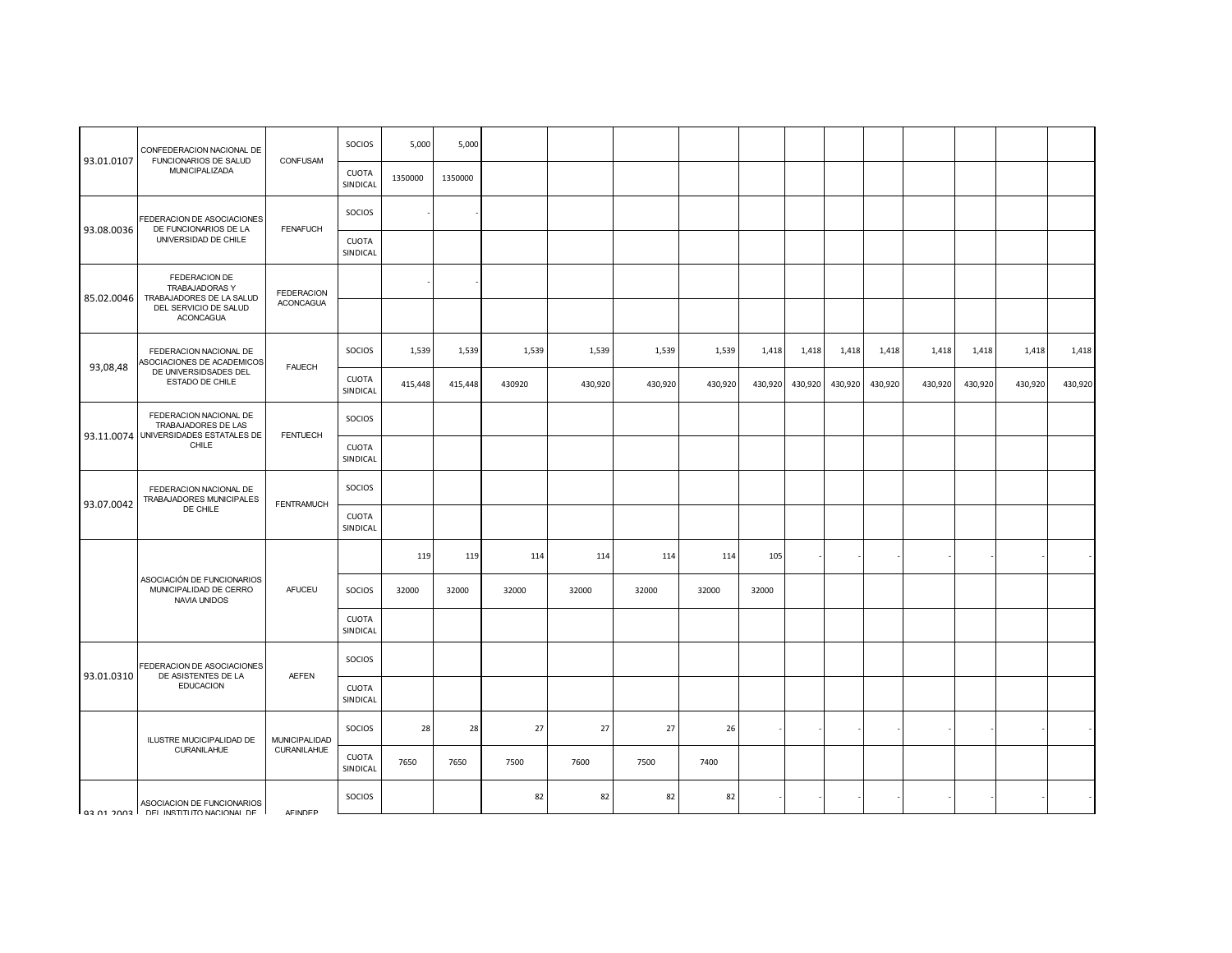| | | | | | | | | | | | | | | | | | |
|---|---|---|---|---|---|---|---|---|---|---|---|---|---|---|---|---|---|
| 93.01.0107 | CONFEDERACION NACIONAL DE FUNCIONARIOS DE SALUD MUNICIPALIZADA | CONFUSAM | SOCIOS | 5,000 | 5,000 | | | | | | | | | | | | |
| | | | CUOTA SINDICAL | 1350000 | 1350000 | | | | | | | | | | | | |
| 93.08.0036 | FEDERACION DE ASOCIACIONES DE FUNCIONARIOS DE LA UNIVERSIDAD DE CHILE | FENAFUCH | SOCIOS | - | - | | | | | | | | | | | | |
| | | | CUOTA SINDICAL | | | | | | | | | | | | | | |
| 85.02.0046 | FEDERACION DE TRABAJADORAS Y TRABAJADORES DE LA SALUD DEL SERVICIO DE SALUD ACONCAGUA | FEDERACION ACONCAGUA | | - | - | | | | | | | | | | | | |
| | | | | | | | | | | | | | | | | | |
| 93,08,48 | FEDERACION NACIONAL DE ASOCIACIONES DE ACADEMICOS DE UNIVERSIDSADES DEL ESTADO DE CHILE | FAUECH | SOCIOS | 1,539 | 1,539 | 1,539 | 1,539 | 1,539 | 1,539 | 1,418 | 1,418 | 1,418 | 1,418 | 1,418 | 1,418 | 1,418 | 1,418 |
| | | | CUOTA SINDICAL | 415,448 | 415,448 | 430920 | 430,920 | 430,920 | 430,920 | 430,920 | 430,920 | 430,920 | 430,920 | 430,920 | 430,920 | 430,920 | 430,920 |
| 93.11.0074 | FEDERACION NACIONAL DE TRABAJADORES DE LAS UNIVERSIDADES ESTATALES DE CHILE | FENTUECH | SOCIOS | | | | | | | | | | | | | | |
| | | | CUOTA SINDICAL | | | | | | | | | | | | | | |
| 93.07.0042 | FEDERACION NACIONAL DE TRABAJADORES MUNICIPALES DE CHILE | FENTRAMUCH | SOCIOS | | | | | | | | | | | | | | |
| | | | CUOTA SINDICAL | | | | | | | | | | | | | | |
| | ASOCIACIÓN DE FUNCIONARIOS MUNICIPALIDAD DE CERRO NAVIA UNIDOS | AFUCEU | | 119 | 119 | 114 | 114 | 114 | 114 | 105 | - | - | - | - | - | - | - |
| | | | SOCIOS | 32000 | 32000 | 32000 | 32000 | 32000 | 32000 | 32000 | | | | | | | |
| | | | CUOTA SINDICAL | | | | | | | | | | | | | | |
| 93.01.0310 | FEDERACION DE ASOCIACIONES DE ASISTENTES DE LA EDUCACION | AEFEN | SOCIOS | | | | | | | | | | | | | | |
| | | | CUOTA SINDICAL | | | | | | | | | | | | | | |
| | ILUSTRE MUCICIPALIDAD DE CURANILAHUE | MUNICIPALIDAD CURANILAHUE | SOCIOS | 28 | 28 | 27 | 27 | 27 | 26 | - | - | - | - | - | - | - | - |
| | | | CUOTA SINDICAL | 7650 | 7650 | 7500 | 7600 | 7500 | 7400 | | | | | | | | |
| 93.01.2003 | ASOCIACION DE FUNCIONARIOS DEL INSTITUTO NACIONAL DE | AFINDEP | SOCIOS | | | 82 | 82 | 82 | 82 | - | - | - | - | - | - | - | - |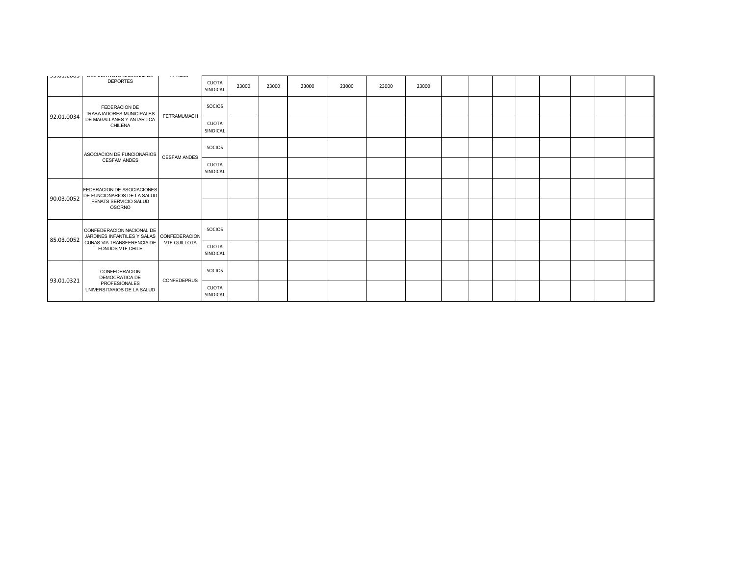| | | | | | | | | | | | | | | | | | | | |
|---|---|---|---|---|---|---|---|---|---|---|---|---|---|---|---|---|---|---|---|
| | DEPORTES | | CUOTA SINDICAL | 23000 | 23000 | 23000 | 23000 | 23000 | 23000 | | | | | | | | | |
| 92.01.0034 | FEDERACION DE TRABAJADORES MUNICIPALES DE MAGALLANES Y ANTARTICA CHILENA | FETRAMUMACH | SOCIOS | | | | | | | | | | | | | | | |
| | | | CUOTA SINDICAL | | | | | | | | | | | | | | | |
| | ASOCIACION DE FUNCIONARIOS CESFAM ANDES | CESFAM ANDES | SOCIOS | | | | | | | | | | | | | | | |
| | | | CUOTA SINDICAL | | | | | | | | | | | | | | | |
| 90.03.0052 | FEDERACION DE ASOCIACIONES DE FUNCIONARIOS DE LA SALUD FENATS SERVICIO SALUD OSORNO | | | | | | | | | | | | | | | | | |
| | | | | | | | | | | | | | | | | | | |
| 85.03.0052 | CONFEDERACION NACIONAL DE JARDINES INFANTILES Y SALAS CUNAS VIA TRANSFERENCIA DE FONDOS VTF CHILE | CONFEDERACION VTF QUILLOTA | SOCIOS | | | | | | | | | | | | | | | |
| | | | CUOTA SINDICAL | | | | | | | | | | | | | | | |
| 93.01.0321 | CONFEDERACION DEMOCRATICA DE PROFESIONALES UNIVERSITARIOS DE LA SALUD | CONFEDEPRUS | SOCIOS | | | | | | | | | | | | | | | |
| | | | CUOTA SINDICAL | | | | | | | | | | | | | | | |